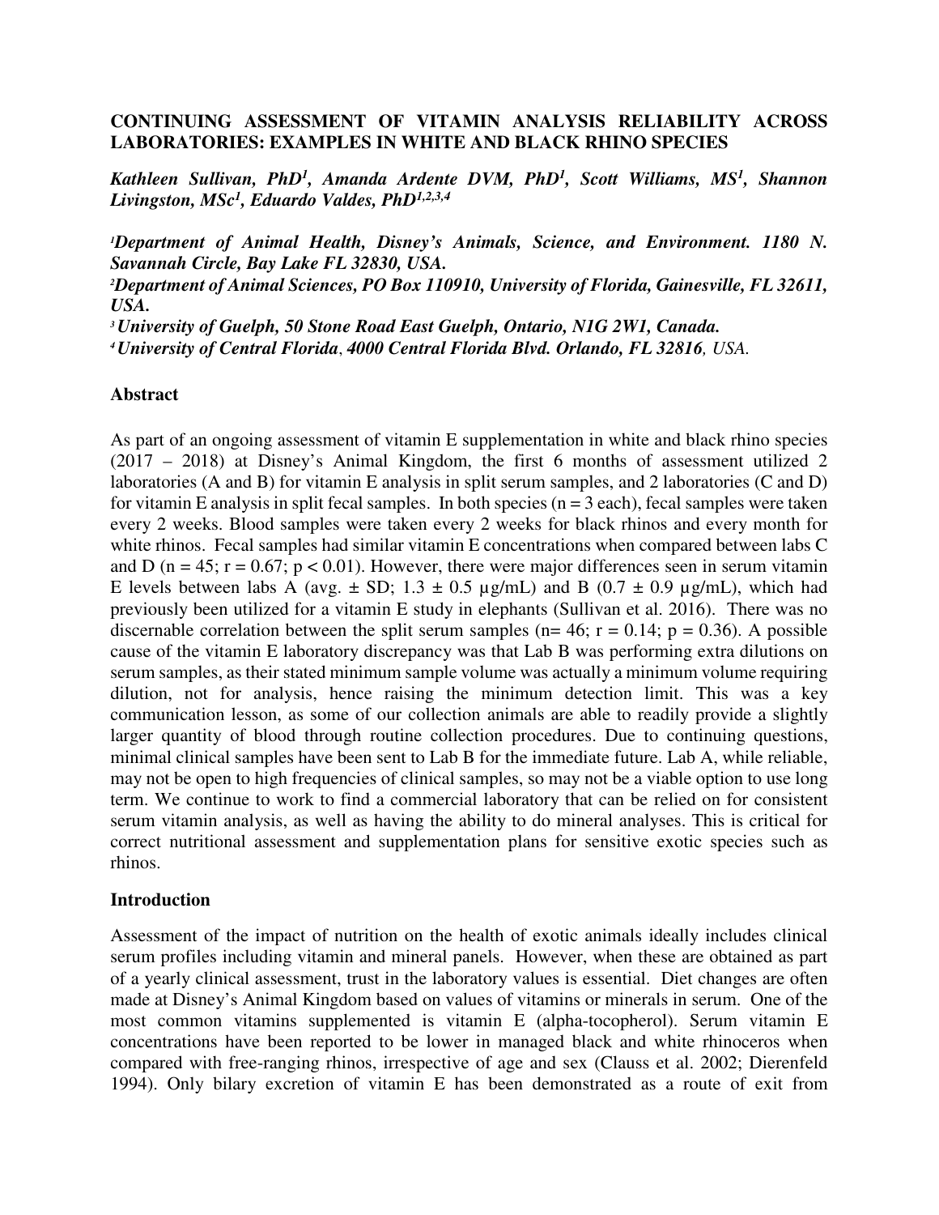# CONTINUING ASSESSMENT OF VITAMIN ANALYSIS RELIABILITY ACROSS LABORATORIES: EXAMPLES IN WHITE AND BLACK RHINO SPECIES

***Kathleen Sullivan, PhD[1], Amanda Ardente DVM, PhD[1], Scott Williams, MS[1], Shannon Livingston, MSc[1], Eduardo Valdes, PhD[1,2,3,4]***

*[1]Department of Animal Health, Disney's Animals, Science, and Environment. 1180 N. Savannah Circle, Bay Lake FL 32830, USA.*
*[2]Department of Animal Sciences, PO Box 110910, University of Florida, Gainesville, FL 32611, USA.*
*[3]University of Guelph, 50 Stone Road East Guelph, Ontario, N1G 2W1, Canada.*
*[4]University of Central Florida, 4000 Central Florida Blvd. Orlando, FL 32816, USA.*

## Abstract

As part of an ongoing assessment of vitamin E supplementation in white and black rhino species (2017 – 2018) at Disney's Animal Kingdom, the first 6 months of assessment utilized 2 laboratories (A and B) for vitamin E analysis in split serum samples, and 2 laboratories (C and D) for vitamin E analysis in split fecal samples. In both species ($n = 3$ each), fecal samples were taken every 2 weeks. Blood samples were taken every 2 weeks for black rhinos and every month for white rhinos. Fecal samples had similar vitamin E concentrations when compared between labs C and D ($n = 45$; $r = 0.67$; $p < 0.01$). However, there were major differences seen in serum vitamin E levels between labs A (avg. ± SD; $1.3 \pm 0.5$ µg/mL) and B ($0.7 \pm 0.9$ µg/mL), which had previously been utilized for a vitamin E study in elephants (Sullivan et al. 2016). There was no discernable correlation between the split serum samples ($n= 46$; $r = 0.14$; $p = 0.36$). A possible cause of the vitamin E laboratory discrepancy was that Lab B was performing extra dilutions on serum samples, as their stated minimum sample volume was actually a minimum volume requiring dilution, not for analysis, hence raising the minimum detection limit. This was a key communication lesson, as some of our collection animals are able to readily provide a slightly larger quantity of blood through routine collection procedures. Due to continuing questions, minimal clinical samples have been sent to Lab B for the immediate future. Lab A, while reliable, may not be open to high frequencies of clinical samples, so may not be a viable option to use long term. We continue to work to find a commercial laboratory that can be relied on for consistent serum vitamin analysis, as well as having the ability to do mineral analyses. This is critical for correct nutritional assessment and supplementation plans for sensitive exotic species such as rhinos.

## Introduction

Assessment of the impact of nutrition on the health of exotic animals ideally includes clinical serum profiles including vitamin and mineral panels. However, when these are obtained as part of a yearly clinical assessment, trust in the laboratory values is essential. Diet changes are often made at Disney's Animal Kingdom based on values of vitamins or minerals in serum. One of the most common vitamins supplemented is vitamin E (alpha-tocopherol). Serum vitamin E concentrations have been reported to be lower in managed black and white rhinoceros when compared with free-ranging rhinos, irrespective of age and sex (Clauss et al. 2002; Dierenfeld 1994). Only bilary excretion of vitamin E has been demonstrated as a route of exit from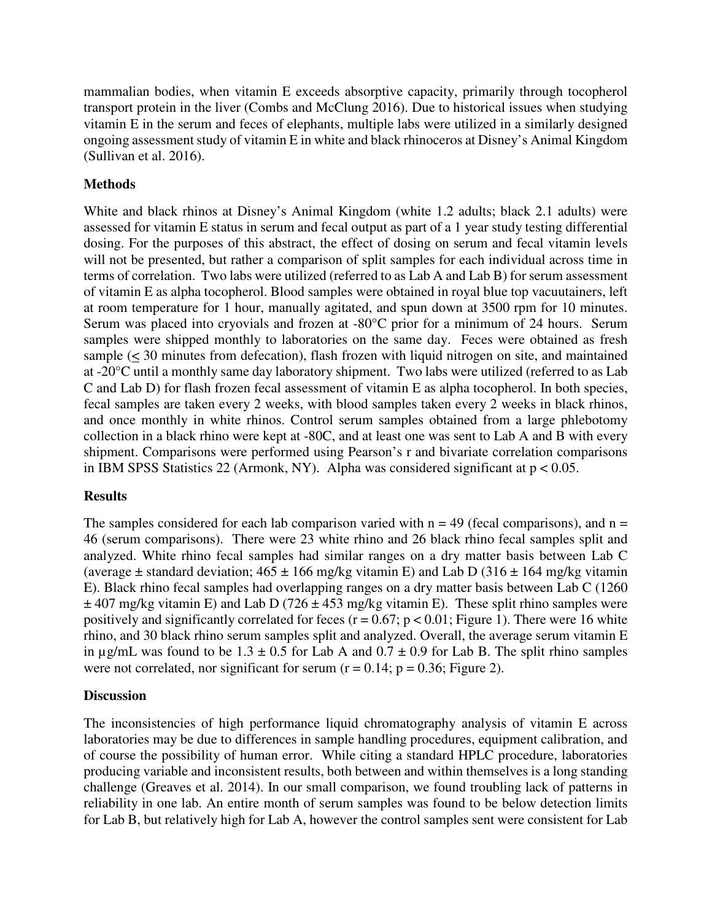mammalian bodies, when vitamin E exceeds absorptive capacity, primarily through tocopherol transport protein in the liver (Combs and McClung 2016). Due to historical issues when studying vitamin E in the serum and feces of elephants, multiple labs were utilized in a similarly designed ongoing assessment study of vitamin E in white and black rhinoceros at Disney's Animal Kingdom (Sullivan et al. 2016).

**Methods**

White and black rhinos at Disney's Animal Kingdom (white 1.2 adults; black 2.1 adults) were assessed for vitamin E status in serum and fecal output as part of a 1 year study testing differential dosing. For the purposes of this abstract, the effect of dosing on serum and fecal vitamin levels will not be presented, but rather a comparison of split samples for each individual across time in terms of correlation. Two labs were utilized (referred to as Lab A and Lab B) for serum assessment of vitamin E as alpha tocopherol. Blood samples were obtained in royal blue top vacuutainers, left at room temperature for 1 hour, manually agitated, and spun down at 3500 rpm for 10 minutes. Serum was placed into cryovials and frozen at -80°C prior for a minimum of 24 hours. Serum samples were shipped monthly to laboratories on the same day. Feces were obtained as fresh sample ($\leq$ 30 minutes from defecation), flash frozen with liquid nitrogen on site, and maintained at -20°C until a monthly same day laboratory shipment. Two labs were utilized (referred to as Lab C and Lab D) for flash frozen fecal assessment of vitamin E as alpha tocopherol. In both species, fecal samples are taken every 2 weeks, with blood samples taken every 2 weeks in black rhinos, and once monthly in white rhinos. Control serum samples obtained from a large phlebotomy collection in a black rhino were kept at -80C, and at least one was sent to Lab A and B with every shipment. Comparisons were performed using Pearson's r and bivariate correlation comparisons in IBM SPSS Statistics 22 (Armonk, NY). Alpha was considered significant at $p < 0.05$.

**Results**

The samples considered for each lab comparison varied with $n = 49$ (fecal comparisons), and $n = 46$ (serum comparisons). There were 23 white rhino and 26 black rhino fecal samples split and analyzed. White rhino fecal samples had similar ranges on a dry matter basis between Lab C (average ± standard deviation; 465 ± 166 mg/kg vitamin E) and Lab D (316 ± 164 mg/kg vitamin E). Black rhino fecal samples had overlapping ranges on a dry matter basis between Lab C (1260 ± 407 mg/kg vitamin E) and Lab D (726 ± 453 mg/kg vitamin E). These split rhino samples were positively and significantly correlated for feces ($r = 0.67$; $p < 0.01$; Figure 1). There were 16 white rhino, and 30 black rhino serum samples split and analyzed. Overall, the average serum vitamin E in µg/mL was found to be 1.3 ± 0.5 for Lab A and 0.7 ± 0.9 for Lab B. The split rhino samples were not correlated, nor significant for serum ($r = 0.14$; $p = 0.36$; Figure 2).

**Discussion**

The inconsistencies of high performance liquid chromatography analysis of vitamin E across laboratories may be due to differences in sample handling procedures, equipment calibration, and of course the possibility of human error. While citing a standard HPLC procedure, laboratories producing variable and inconsistent results, both between and within themselves is a long standing challenge (Greaves et al. 2014). In our small comparison, we found troubling lack of patterns in reliability in one lab. An entire month of serum samples was found to be below detection limits for Lab B, but relatively high for Lab A, however the control samples sent were consistent for Lab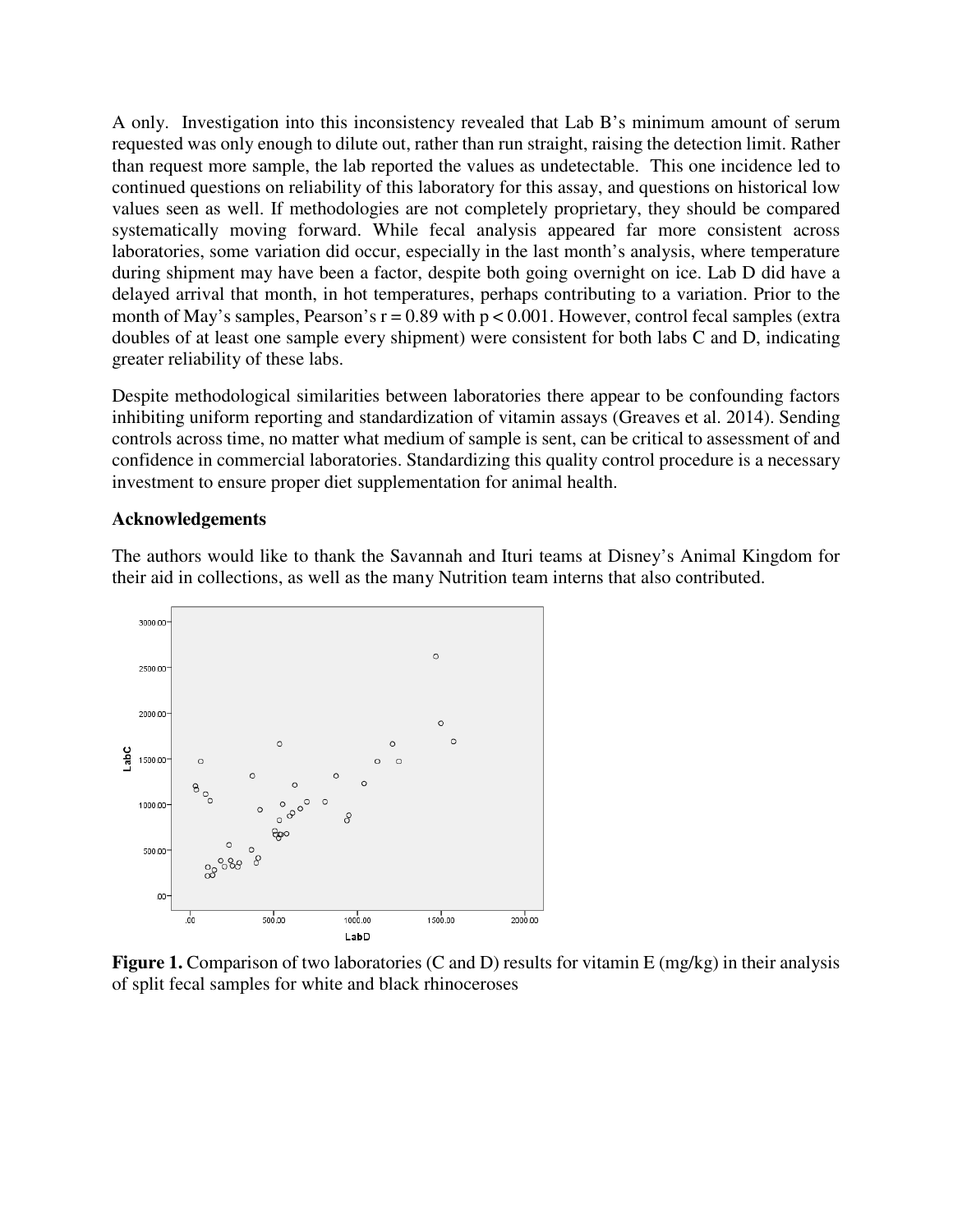A only. Investigation into this inconsistency revealed that Lab B's minimum amount of serum requested was only enough to dilute out, rather than run straight, raising the detection limit. Rather than request more sample, the lab reported the values as undetectable. This one incidence led to continued questions on reliability of this laboratory for this assay, and questions on historical low values seen as well. If methodologies are not completely proprietary, they should be compared systematically moving forward. While fecal analysis appeared far more consistent across laboratories, some variation did occur, especially in the last month's analysis, where temperature during shipment may have been a factor, despite both going overnight on ice. Lab D did have a delayed arrival that month, in hot temperatures, perhaps contributing to a variation. Prior to the month of May's samples, Pearson's $r = 0.89$ with $p < 0.001$. However, control fecal samples (extra doubles of at least one sample every shipment) were consistent for both labs C and D, indicating greater reliability of these labs.

Despite methodological similarities between laboratories there appear to be confounding factors inhibiting uniform reporting and standardization of vitamin assays (Greaves et al. 2014). Sending controls across time, no matter what medium of sample is sent, can be critical to assessment of and confidence in commercial laboratories. Standardizing this quality control procedure is a necessary investment to ensure proper diet supplementation for animal health.

**Acknowledgements**

The authors would like to thank the Savannah and Ituri teams at Disney's Animal Kingdom for their aid in collections, as well as the many Nutrition team interns that also contributed.

**Figure 1.** Comparison of two laboratories (C and D) results for vitamin E (mg/kg) in their analysis of split fecal samples for white and black rhinoceroses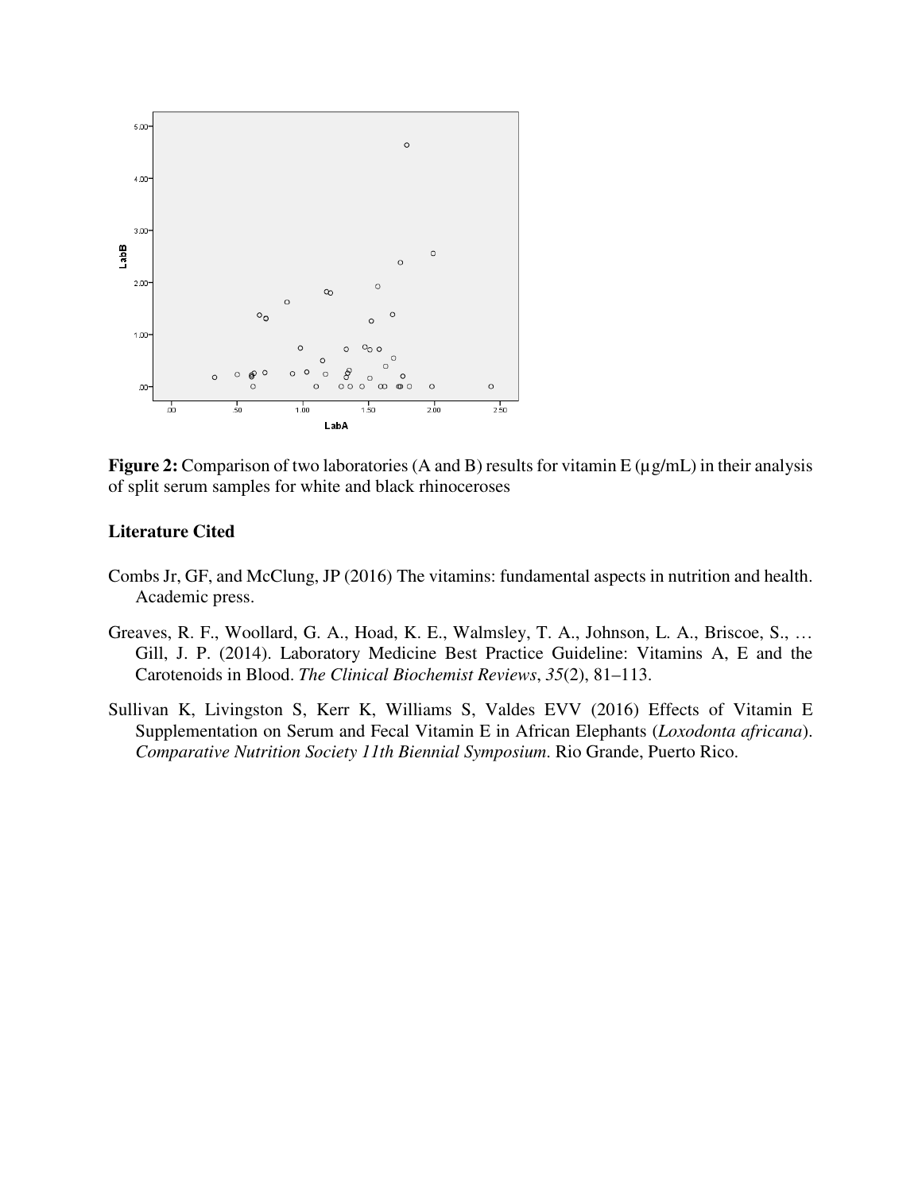5.00
4.00
3.00
2.00
1.00
.00

LabB

.00 .50 1.00 1.50 2.00 2.50

LabA

**Figure 2:** Comparison of two laboratories (A and B) results for vitamin E (μg/mL) in their analysis of split serum samples for white and black rhinoceroses

## Literature Cited

Combs Jr, GF, and McClung, JP (2016) The vitamins: fundamental aspects in nutrition and health. Academic press.

Greaves, R. F., Woollard, G. A., Hoad, K. E., Walmsley, T. A., Johnson, L. A., Briscoe, S., … Gill, J. P. (2014). Laboratory Medicine Best Practice Guideline: Vitamins A, E and the Carotenoids in Blood. *The Clinical Biochemist Reviews*, *35*(2), 81–113.

Sullivan K, Livingston S, Kerr K, Williams S, Valdes EVV (2016) Effects of Vitamin E Supplementation on Serum and Fecal Vitamin E in African Elephants (*Loxodonta africana*). *Comparative Nutrition Society 11th Biennial Symposium*. Rio Grande, Puerto Rico.